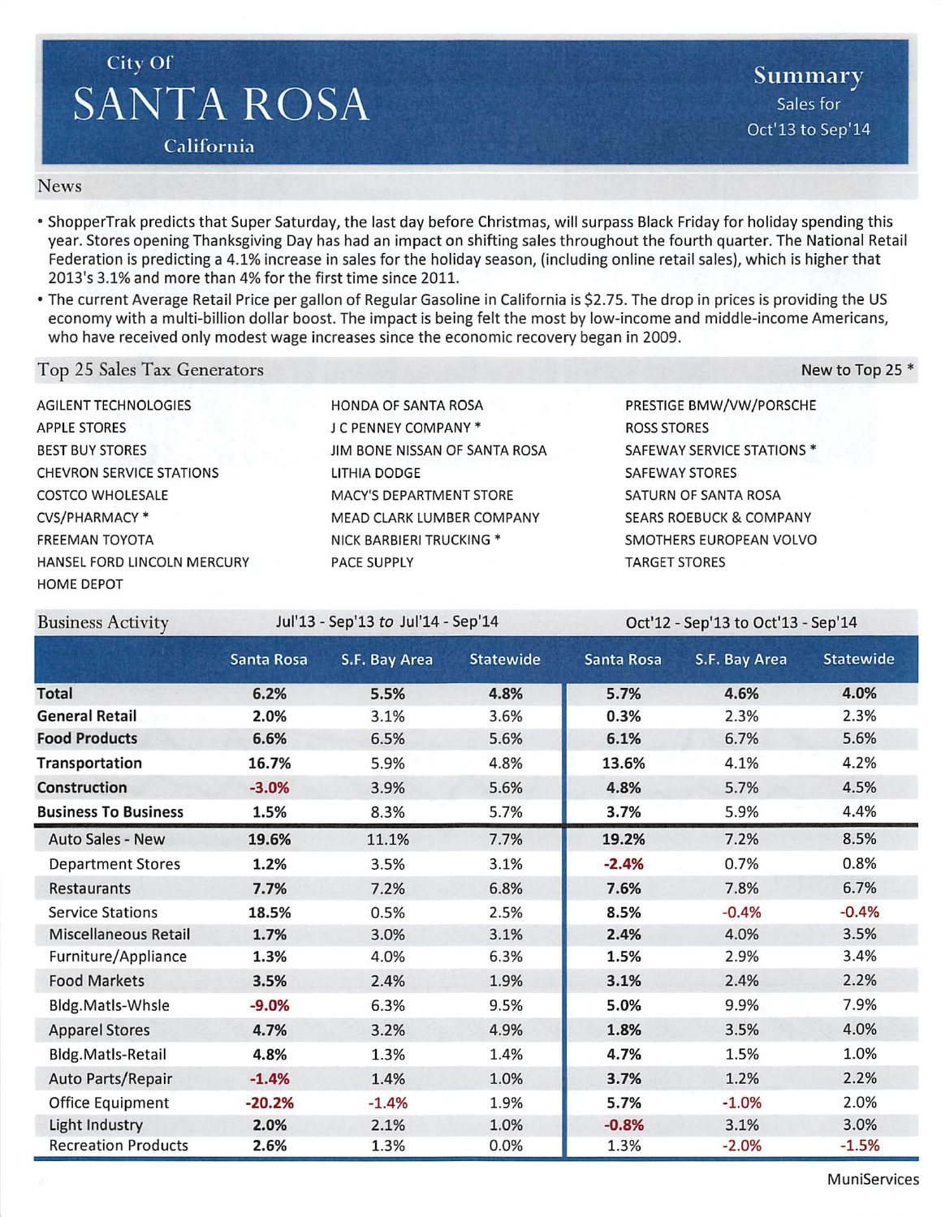# City Of SANTA ROSA California

## Summary

Sales for Oct'13 to Sep'14

## News

- ShopperTrak predicts that Super Saturday, the last day before Christmas, will surpass Black Friday for holiday spending this year. Stores opening Thanksgiving Day has had an impact on shifting sales throughout the fourth quarter. The National Retail Federation is predicting a 4.1% increase in sales for the holiday season, (including online retail sales), which is higher that 2013's 3.1% and more than 4% for the first time since 2011.
- The current Average Retail Price per gallon of Regular Gasoline in California is $2.75. The drop in prices is providing the US economy with a multi-billion dollar boost. The impact is being felt the most by low-income and middle-income Americans, who have received only modest wage increases since the economic recovery began in 2009.

## Top 25 Sales Tax Generators

New to Top 25 *

AGILENT TECHNOLOGIES
APPLE STORES
BEST BUY STORES
CHEVRON SERVICE STATIONS
COSTCO WHOLESALE
CVS/PHARMACY *
FREEMAN TOYOTA
HANSEL FORD LINCOLN MERCURY
HOME DEPOT
HONDA OF SANTA ROSA
J C PENNEY COMPANY *
JIM BONE NISSAN OF SANTA ROSA
LITHIA DODGE
MACY'S DEPARTMENT STORE
MEAD CLARK LUMBER COMPANY
NICK BARBIERI TRUCKING *
PACE SUPPLY
PRESTIGE BMW/VW/PORSCHE
ROSS STORES
SAFEWAY SERVICE STATIONS *
SAFEWAY STORES
SATURN OF SANTA ROSA
SEARS ROEBUCK & COMPANY
SMOTHERS EUROPEAN VOLVO
TARGET STORES

## Business Activity

| Business Activity | Jul'13 - Sep'13 *to* Jul'14 - Sep'14 | | | Oct'12 - Sep'13 to Oct'13 - Sep'14 | | |
|---|---|---|---|---|---|---|
| | Santa Rosa | S.F. Bay Area | Statewide | Santa Rosa | S.F. Bay Area | Statewide |
| **Total** | **6.2%** | **5.5%** | **4.8%** | **5.7%** | **4.6%** | **4.0%** |
| **General Retail** | **2.0%** | 3.1% | 3.6% | **0.3%** | 2.3% | 2.3% |
| **Food Products** | **6.6%** | 6.5% | 5.6% | **6.1%** | 6.7% | 5.6% |
| **Transportation** | **16.7%** | 5.9% | 4.8% | **13.6%** | 4.1% | 4.2% |
| **Construction** | **-3.0%** | 3.9% | 5.6% | **4.8%** | 5.7% | 4.5% |
| **Business To Business** | **1.5%** | 8.3% | 5.7% | **3.7%** | 5.9% | 4.4% |
| Auto Sales - New | **19.6%** | 11.1% | 7.7% | **19.2%** | 7.2% | 8.5% |
| Department Stores | **1.2%** | 3.5% | 3.1% | **-2.4%** | 0.7% | 0.8% |
| Restaurants | **7.7%** | 7.2% | 6.8% | **7.6%** | 7.8% | 6.7% |
| Service Stations | **18.5%** | 0.5% | 2.5% | **8.5%** | -0.4% | -0.4% |
| Miscellaneous Retail | **1.7%** | 3.0% | 3.1% | **2.4%** | 4.0% | 3.5% |
| Furniture/Appliance | **1.3%** | 4.0% | 6.3% | **1.5%** | 2.9% | 3.4% |
| Food Markets | **3.5%** | 2.4% | 1.9% | **3.1%** | 2.4% | 2.2% |
| Bldg.Matls-Whsle | **-9.0%** | 6.3% | 9.5% | **5.0%** | 9.9% | 7.9% |
| Apparel Stores | **4.7%** | 3.2% | 4.9% | **1.8%** | 3.5% | 4.0% |
| Bldg.Matls-Retail | **4.8%** | 1.3% | 1.4% | **4.7%** | 1.5% | 1.0% |
| Auto Parts/Repair | **-1.4%** | 1.4% | 1.0% | **3.7%** | 1.2% | 2.2% |
| Office Equipment | **-20.2%** | -1.4% | 1.9% | **5.7%** | -1.0% | 2.0% |
| Light Industry | **2.0%** | 2.1% | 1.0% | **-0.8%** | 3.1% | 3.0% |
| Recreation Products | **2.6%** | 1.3% | 0.0% | 1.3% | -2.0% | -1.5% |

MuniServices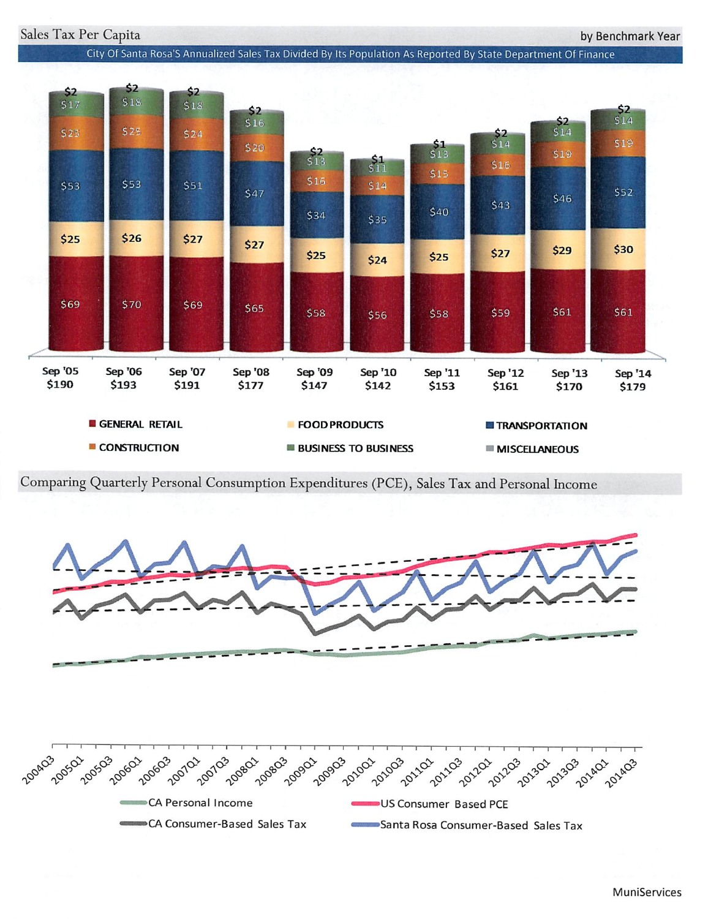## Sales Tax Per Capita

by Benchmark Year

City Of Santa Rosa'S Annualized Sales Tax Divided By Its Population As Reported By State Department Of Finance

$2 $17 $23 $53 $25 $69

$2 $18 $25 $53 $26 $70

$2 $18 $24 $51 $27 $69

$2 $16 $20 $47 $27 $65

$2 $13 $16 $34 $25 $58

$1 $11 $14 $35 $24 $56

$1 $13 $15 $40 $25 $58

$2 $14 $16 $43 $27 $59

$2 $14 $19 $46 $29 $61

$2 $14 $19 $52 $30 $61

Sep '05 $190

Sep '06 $193

Sep '07 $191

Sep '08 $177

Sep '09 $147

Sep '10 $142

Sep '11 $153

Sep '12 $161

Sep '13 $170

Sep '14 $179

GENERAL RETAIL

FOOD PRODUCTS

TRANSPORTATION

CONSTRUCTION

BUSINESS TO BUSINESS

MISCELLANEOUS

## Comparing Quarterly Personal Consumption Expenditures (PCE), Sales Tax and Personal Income

2004Q3 2005Q1 2005Q3 2006Q1 2006Q3 2007Q1 2007Q3 2008Q1 2008Q3 2009Q1 2009Q3 2010Q1 2010Q3 2011Q1 2011Q3 2012Q1 2012Q3 2013Q1 2013Q3 2014Q1 2014Q3

CA Personal Income

US Consumer Based PCE

CA Consumer-Based Sales Tax

Santa Rosa Consumer-Based Sales Tax

MuniServices